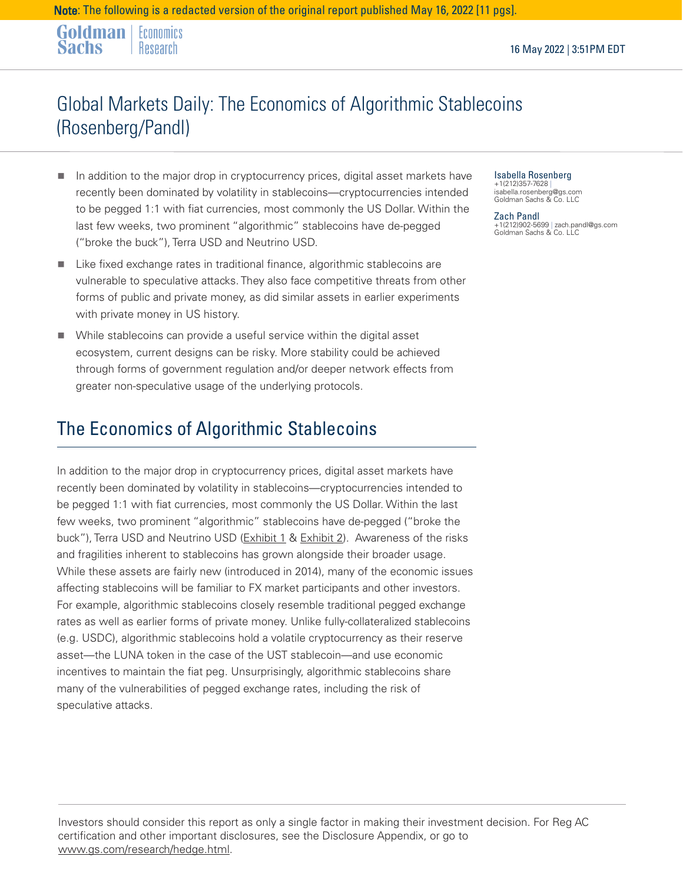Note: The following is a redacted version of the original report published May 16, 2022 [11 pgs].

Goldman Sachs | Economics Research

16 May 2022 | 3:51PM EDT

# Global Markets Daily: The Economics of Algorithmic Stablecoins (Rosenberg/Pandl)

- In addition to the major drop in cryptocurrency prices, digital asset markets have recently been dominated by volatility in stablecoins—cryptocurrencies intended to be pegged 1:1 with fiat currencies, most commonly the US Dollar. Within the last few weeks, two prominent "algorithmic" stablecoins have de-pegged ("broke the buck"), Terra USD and Neutrino USD.
- Like fixed exchange rates in traditional finance, algorithmic stablecoins are vulnerable to speculative attacks. They also face competitive threats from other forms of public and private money, as did similar assets in earlier experiments with private money in US history.
- While stablecoins can provide a useful service within the digital asset ecosystem, current designs can be risky. More stability could be achieved through forms of government regulation and/or deeper network effects from greater non-speculative usage of the underlying protocols.

Isabella Rosenberg
+1(212)357-7628 | isabella.rosenberg@gs.com
Goldman Sachs & Co. LLC

Zach Pandl
+1(212)902-5699 | zach.pandl@gs.com
Goldman Sachs & Co. LLC

## The Economics of Algorithmic Stablecoins

In addition to the major drop in cryptocurrency prices, digital asset markets have recently been dominated by volatility in stablecoins—cryptocurrencies intended to be pegged 1:1 with fiat currencies, most commonly the US Dollar. Within the last few weeks, two prominent "algorithmic" stablecoins have de-pegged ("broke the buck"), Terra USD and Neutrino USD (Exhibit 1 & Exhibit 2). Awareness of the risks and fragilities inherent to stablecoins has grown alongside their broader usage. While these assets are fairly new (introduced in 2014), many of the economic issues affecting stablecoins will be familiar to FX market participants and other investors. For example, algorithmic stablecoins closely resemble traditional pegged exchange rates as well as earlier forms of private money. Unlike fully-collateralized stablecoins (e.g. USDC), algorithmic stablecoins hold a volatile cryptocurrency as their reserve asset—the LUNA token in the case of the UST stablecoin—and use economic incentives to maintain the fiat peg. Unsurprisingly, algorithmic stablecoins share many of the vulnerabilities of pegged exchange rates, including the risk of speculative attacks.

Investors should consider this report as only a single factor in making their investment decision. For Reg AC certification and other important disclosures, see the Disclosure Appendix, or go to www.gs.com/research/hedge.html.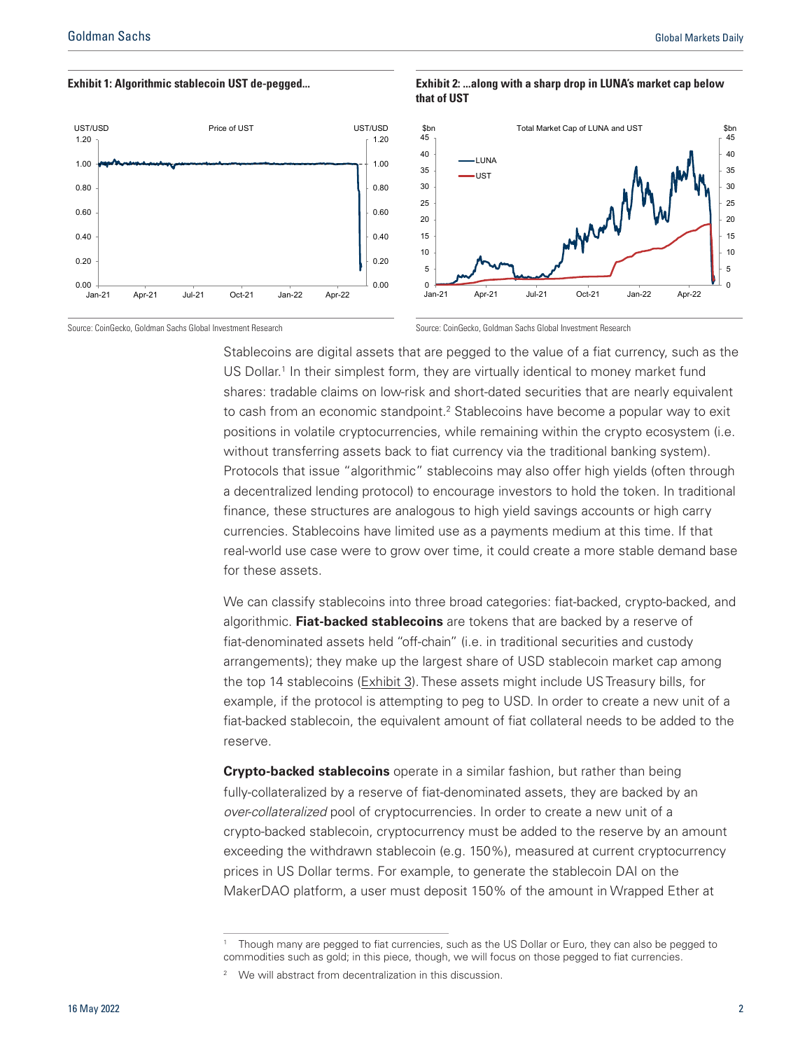**Exhibit 1: Algorithmic stablecoin UST de-pegged...**

Source: CoinGecko, Goldman Sachs Global Investment Research

**Exhibit 2: ...along with a sharp drop in LUNA's market cap below that of UST**

Source: CoinGecko, Goldman Sachs Global Investment Research

Stablecoins are digital assets that are pegged to the value of a fiat currency, such as the US Dollar.[1] In their simplest form, they are virtually identical to money market fund shares: tradable claims on low-risk and short-dated securities that are nearly equivalent to cash from an economic standpoint.[2] Stablecoins have become a popular way to exit positions in volatile cryptocurrencies, while remaining within the crypto ecosystem (i.e. without transferring assets back to fiat currency via the traditional banking system). Protocols that issue "algorithmic" stablecoins may also offer high yields (often through a decentralized lending protocol) to encourage investors to hold the token. In traditional finance, these structures are analogous to high yield savings accounts or high carry currencies. Stablecoins have limited use as a payments medium at this time. If that real-world use case were to grow over time, it could create a more stable demand base for these assets.

We can classify stablecoins into three broad categories: fiat-backed, crypto-backed, and algorithmic. **Fiat-backed stablecoins** are tokens that are backed by a reserve of fiat-denominated assets held "off-chain" (i.e. in traditional securities and custody arrangements); they make up the largest share of USD stablecoin market cap among the top 14 stablecoins (Exhibit 3). These assets might include US Treasury bills, for example, if the protocol is attempting to peg to USD. In order to create a new unit of a fiat-backed stablecoin, the equivalent amount of fiat collateral needs to be added to the reserve.

**Crypto-backed stablecoins** operate in a similar fashion, but rather than being fully-collateralized by a reserve of fiat-denominated assets, they are backed by an *over-collateralized* pool of cryptocurrencies. In order to create a new unit of a crypto-backed stablecoin, cryptocurrency must be added to the reserve by an amount exceeding the withdrawn stablecoin (e.g. 150%), measured at current cryptocurrency prices in US Dollar terms. For example, to generate the stablecoin DAI on the MakerDAO platform, a user must deposit 150% of the amount in Wrapped Ether at

[1] Though many are pegged to fiat currencies, such as the US Dollar or Euro, they can also be pegged to commodities such as gold; in this piece, though, we will focus on those pegged to fiat currencies.

[2] We will abstract from decentralization in this discussion.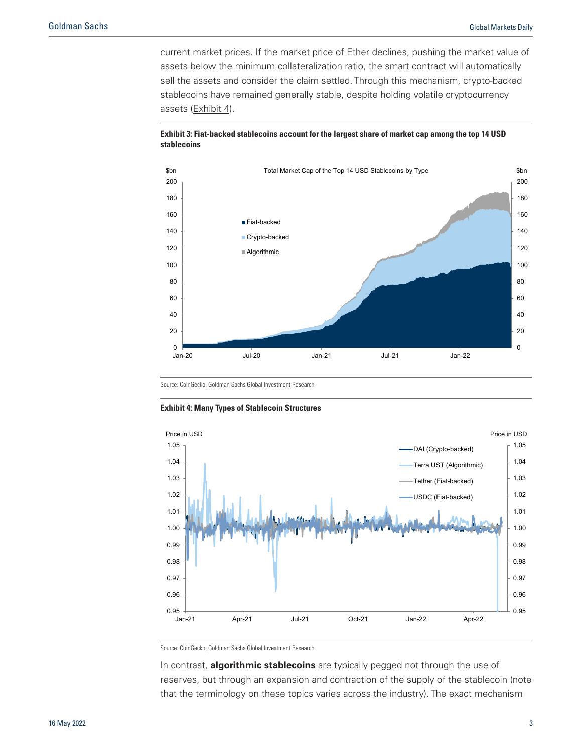current market prices. If the market price of Ether declines, pushing the market value of assets below the minimum collateralization ratio, the smart contract will automatically sell the assets and consider the claim settled. Through this mechanism, crypto-backed stablecoins have remained generally stable, despite holding volatile cryptocurrency assets (Exhibit 4).

**Exhibit 3: Fiat-backed stablecoins account for the largest share of market cap among the top 14 USD stablecoins**

Source: CoinGecko, Goldman Sachs Global Investment Research

**Exhibit 4: Many Types of Stablecoin Structures**

Source: CoinGecko, Goldman Sachs Global Investment Research

In contrast, **algorithmic stablecoins** are typically pegged not through the use of reserves, but through an expansion and contraction of the supply of the stablecoin (note that the terminology on these topics varies across the industry). The exact mechanism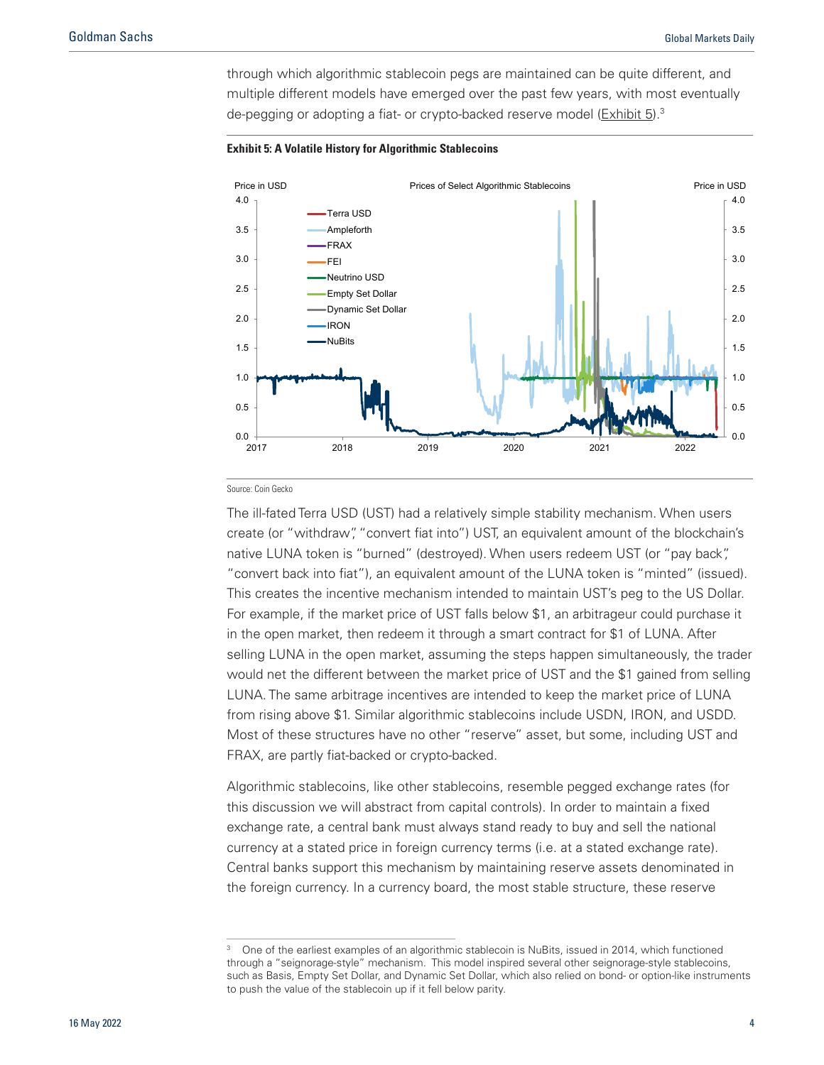through which algorithmic stablecoin pegs are maintained can be quite different, and multiple different models have emerged over the past few years, with most eventually de-pegging or adopting a fiat- or crypto-backed reserve model (Exhibit 5).[3]

**Exhibit 5: A Volatile History for Algorithmic Stablecoins**

Source: Coin Gecko

The ill-fated Terra USD (UST) had a relatively simple stability mechanism. When users create (or "withdraw", "convert fiat into") UST, an equivalent amount of the blockchain's native LUNA token is "burned" (destroyed). When users redeem UST (or "pay back", "convert back into fiat"), an equivalent amount of the LUNA token is "minted" (issued). This creates the incentive mechanism intended to maintain UST's peg to the US Dollar. For example, if the market price of UST falls below $1, an arbitrageur could purchase it in the open market, then redeem it through a smart contract for $1 of LUNA. After selling LUNA in the open market, assuming the steps happen simultaneously, the trader would net the different between the market price of UST and the $1 gained from selling LUNA. The same arbitrage incentives are intended to keep the market price of LUNA from rising above $1. Similar algorithmic stablecoins include USDN, IRON, and USDD. Most of these structures have no other "reserve" asset, but some, including UST and FRAX, are partly fiat-backed or crypto-backed.

Algorithmic stablecoins, like other stablecoins, resemble pegged exchange rates (for this discussion we will abstract from capital controls). In order to maintain a fixed exchange rate, a central bank must always stand ready to buy and sell the national currency at a stated price in foreign currency terms (i.e. at a stated exchange rate). Central banks support this mechanism by maintaining reserve assets denominated in the foreign currency. In a currency board, the most stable structure, these reserve

[3] One of the earliest examples of an algorithmic stablecoin is NuBits, issued in 2014, which functioned through a "seignorage-style" mechanism. This model inspired several other seignorage-style stablecoins, such as Basis, Empty Set Dollar, and Dynamic Set Dollar, which also relied on bond- or option-like instruments to push the value of the stablecoin up if it fell below parity.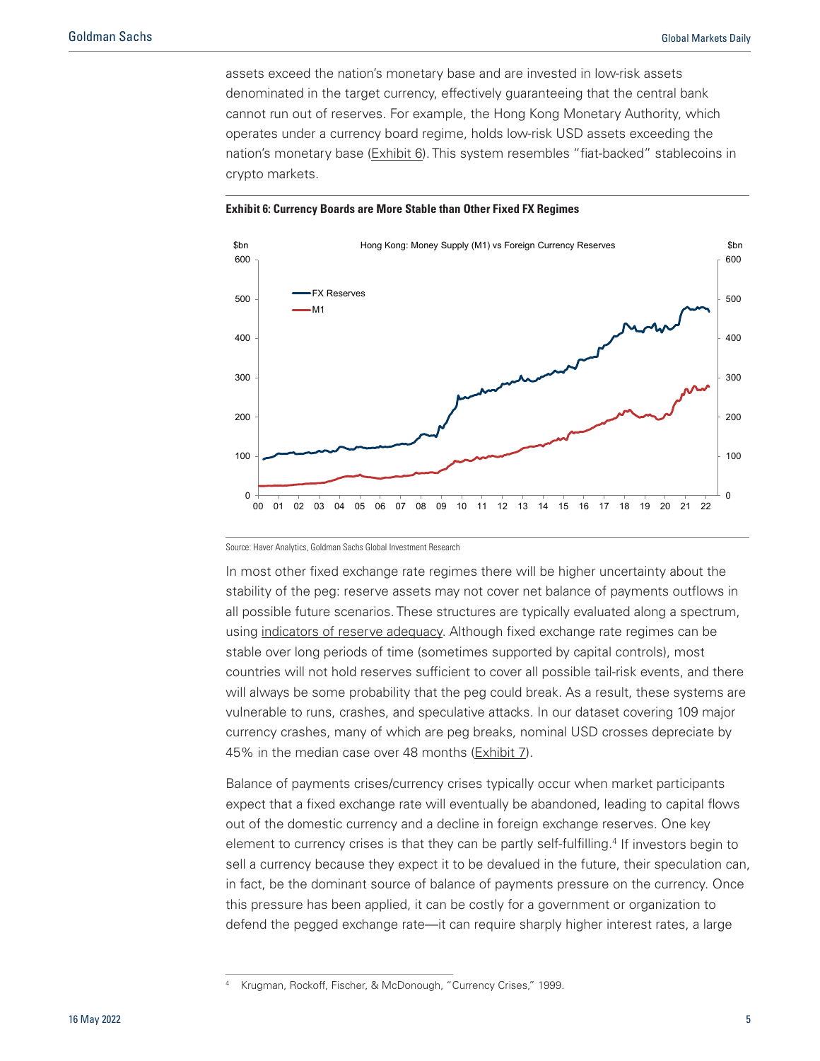assets exceed the nation's monetary base and are invested in low-risk assets denominated in the target currency, effectively guaranteeing that the central bank cannot run out of reserves. For example, the Hong Kong Monetary Authority, which operates under a currency board regime, holds low-risk USD assets exceeding the nation's monetary base (Exhibit 6). This system resembles "fiat-backed" stablecoins in crypto markets.

**Exhibit 6: Currency Boards are More Stable than Other Fixed FX Regimes**

Source: Haver Analytics, Goldman Sachs Global Investment Research

In most other fixed exchange rate regimes there will be higher uncertainty about the stability of the peg: reserve assets may not cover net balance of payments outflows in all possible future scenarios. These structures are typically evaluated along a spectrum, using indicators of reserve adequacy. Although fixed exchange rate regimes can be stable over long periods of time (sometimes supported by capital controls), most countries will not hold reserves sufficient to cover all possible tail-risk events, and there will always be some probability that the peg could break. As a result, these systems are vulnerable to runs, crashes, and speculative attacks. In our dataset covering 109 major currency crashes, many of which are peg breaks, nominal USD crosses depreciate by 45% in the median case over 48 months (Exhibit 7).

Balance of payments crises/currency crises typically occur when market participants expect that a fixed exchange rate will eventually be abandoned, leading to capital flows out of the domestic currency and a decline in foreign exchange reserves. One key element to currency crises is that they can be partly self-fulfilling.[4] If investors begin to sell a currency because they expect it to be devalued in the future, their speculation can, in fact, be the dominant source of balance of payments pressure on the currency. Once this pressure has been applied, it can be costly for a government or organization to defend the pegged exchange rate—it can require sharply higher interest rates, a large

[4] Krugman, Rockoff, Fischer, & McDonough, "Currency Crises," 1999.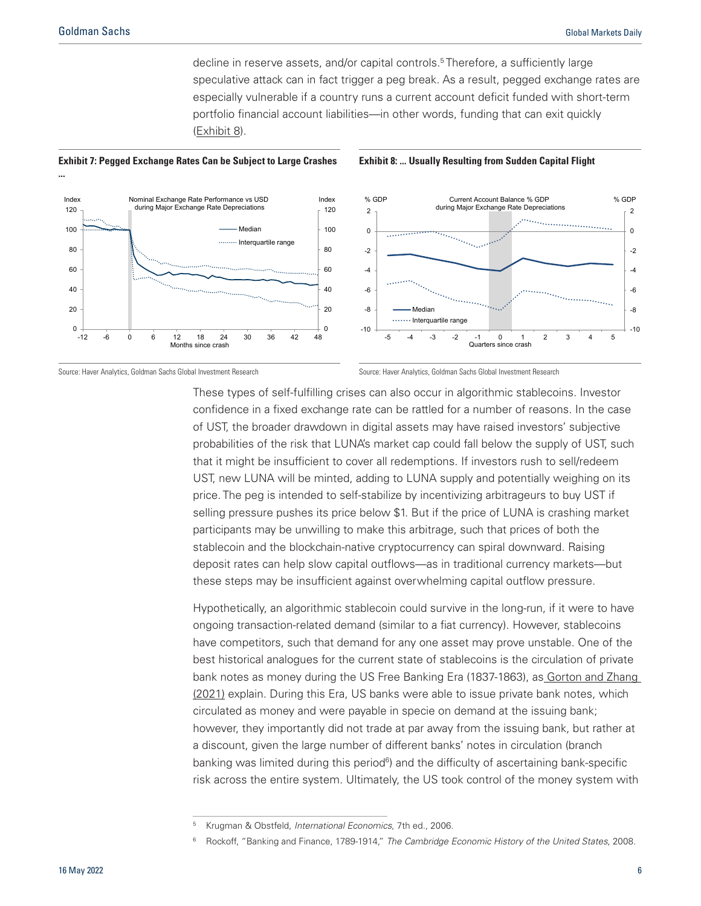decline in reserve assets, and/or capital controls.[5] Therefore, a sufficiently large speculative attack can in fact trigger a peg break. As a result, pegged exchange rates are especially vulnerable if a country runs a current account deficit funded with short-term portfolio financial account liabilities—in other words, funding that can exit quickly (Exhibit 8).

**Exhibit 7: Pegged Exchange Rates Can be Subject to Large Crashes ...**

Source: Haver Analytics, Goldman Sachs Global Investment Research

**Exhibit 8: ... Usually Resulting from Sudden Capital Flight**

Source: Haver Analytics, Goldman Sachs Global Investment Research

These types of self-fulfilling crises can also occur in algorithmic stablecoins. Investor confidence in a fixed exchange rate can be rattled for a number of reasons. In the case of UST, the broader drawdown in digital assets may have raised investors' subjective probabilities of the risk that LUNA's market cap could fall below the supply of UST, such that it might be insufficient to cover all redemptions. If investors rush to sell/redeem UST, new LUNA will be minted, adding to LUNA supply and potentially weighing on its price. The peg is intended to self-stabilize by incentivizing arbitrageurs to buy UST if selling pressure pushes its price below $1. But if the price of LUNA is crashing market participants may be unwilling to make this arbitrage, such that prices of both the stablecoin and the blockchain-native cryptocurrency can spiral downward. Raising deposit rates can help slow capital outflows—as in traditional currency markets—but these steps may be insufficient against overwhelming capital outflow pressure.

Hypothetically, an algorithmic stablecoin could survive in the long-run, if it were to have ongoing transaction-related demand (similar to a fiat currency). However, stablecoins have competitors, such that demand for any one asset may prove unstable. One of the best historical analogues for the current state of stablecoins is the circulation of private bank notes as money during the US Free Banking Era (1837-1863), as Gorton and Zhang (2021) explain. During this Era, US banks were able to issue private bank notes, which circulated as money and were payable in specie on demand at the issuing bank; however, they importantly did not trade at par away from the issuing bank, but rather at a discount, given the large number of different banks' notes in circulation (branch banking was limited during this period[6]) and the difficulty of ascertaining bank-specific risk across the entire system. Ultimately, the US took control of the money system with

[5] Krugman & Obstfeld, *International Economics*, 7th ed., 2006.

[6] Rockoff, "Banking and Finance, 1789-1914," *The Cambridge Economic History of the United States*, 2008.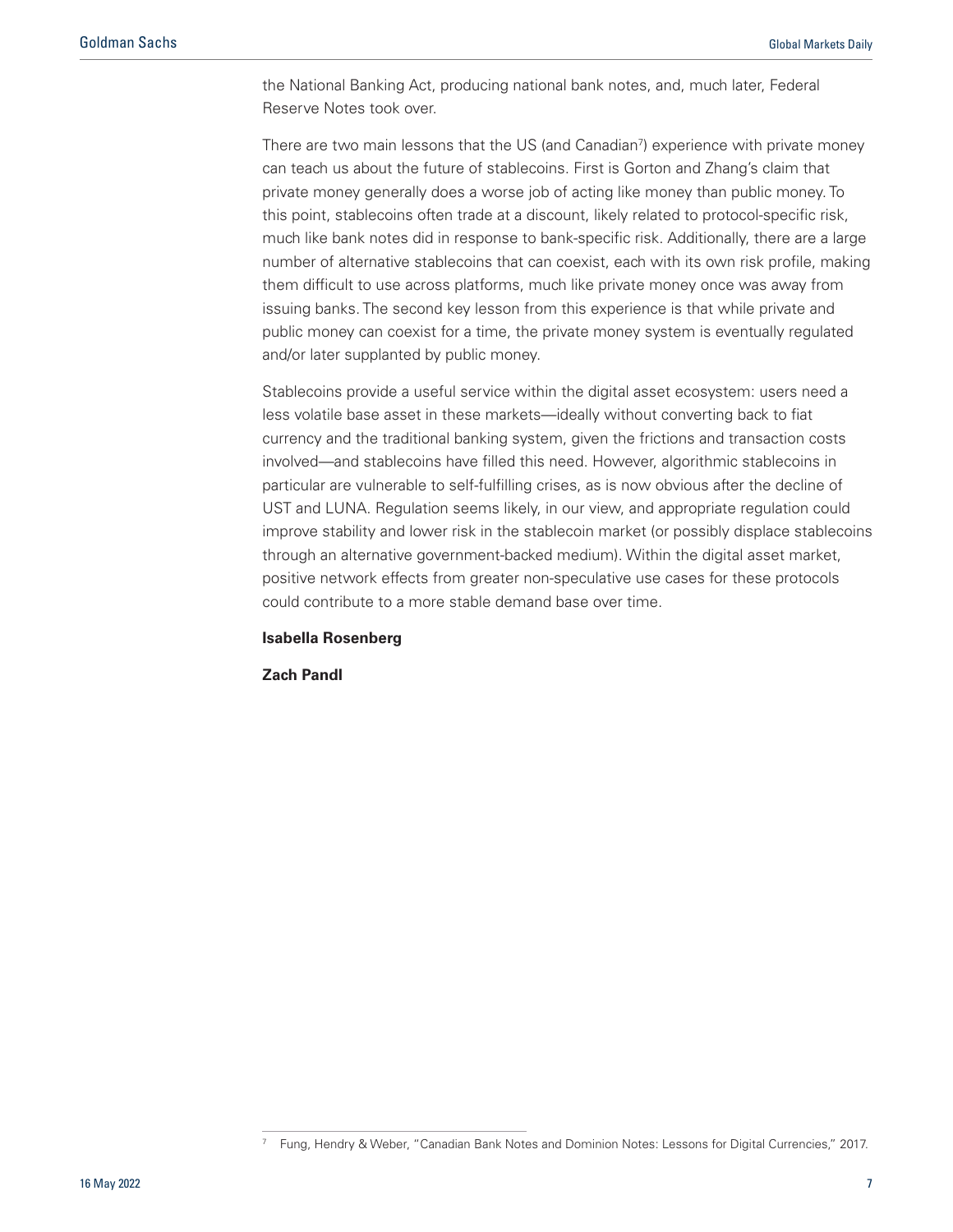the National Banking Act, producing national bank notes, and, much later, Federal Reserve Notes took over.

There are two main lessons that the US (and Canadian[7]) experience with private money can teach us about the future of stablecoins. First is Gorton and Zhang's claim that private money generally does a worse job of acting like money than public money. To this point, stablecoins often trade at a discount, likely related to protocol-specific risk, much like bank notes did in response to bank-specific risk. Additionally, there are a large number of alternative stablecoins that can coexist, each with its own risk profile, making them difficult to use across platforms, much like private money once was away from issuing banks. The second key lesson from this experience is that while private and public money can coexist for a time, the private money system is eventually regulated and/or later supplanted by public money.

Stablecoins provide a useful service within the digital asset ecosystem: users need a less volatile base asset in these markets—ideally without converting back to fiat currency and the traditional banking system, given the frictions and transaction costs involved—and stablecoins have filled this need. However, algorithmic stablecoins in particular are vulnerable to self-fulfilling crises, as is now obvious after the decline of UST and LUNA. Regulation seems likely, in our view, and appropriate regulation could improve stability and lower risk in the stablecoin market (or possibly displace stablecoins through an alternative government-backed medium). Within the digital asset market, positive network effects from greater non-speculative use cases for these protocols could contribute to a more stable demand base over time.

**Isabella Rosenberg**

**Zach Pandl**

[7] Fung, Hendry & Weber, "Canadian Bank Notes and Dominion Notes: Lessons for Digital Currencies," 2017.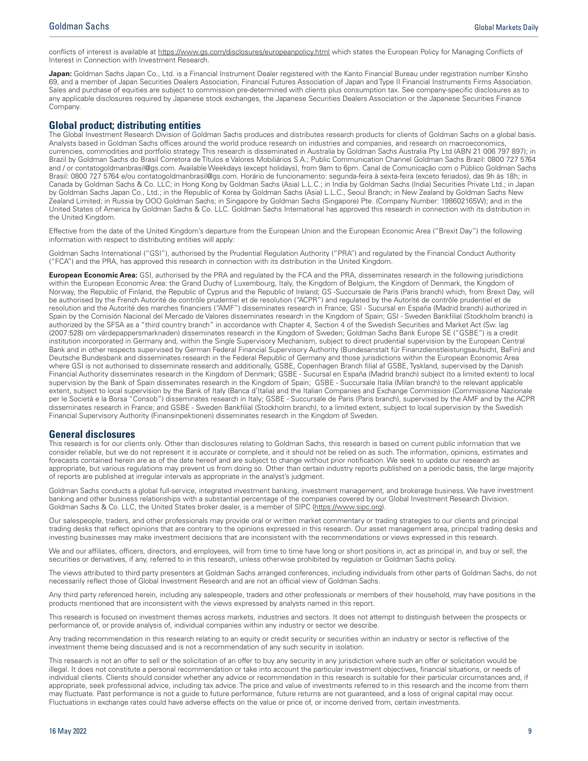conflicts of interest is available at https://www.gs.com/disclosures/europeanpolicy.html which states the European Policy for Managing Conflicts of Interest in Connection with Investment Research.

**Japan:** Goldman Sachs Japan Co., Ltd. is a Financial Instrument Dealer registered with the Kanto Financial Bureau under registration number Kinsho 69, and a member of Japan Securities Dealers Association, Financial Futures Association of Japan and Type II Financial Instruments Firms Association. Sales and purchase of equities are subject to commission pre-determined with clients plus consumption tax. See company-specific disclosures as to any applicable disclosures required by Japanese stock exchanges, the Japanese Securities Dealers Association or the Japanese Securities Finance Company.

## Global product; distributing entities

The Global Investment Research Division of Goldman Sachs produces and distributes research products for clients of Goldman Sachs on a global basis. Analysts based in Goldman Sachs offices around the world produce research on industries and companies, and research on macroeconomics, currencies, commodities and portfolio strategy. This research is disseminated in Australia by Goldman Sachs Australia Pty Ltd (ABN 21 006 797 897); in Brazil by Goldman Sachs do Brasil Corretora de Títulos e Valores Mobiliários S.A.; Public Communication Channel Goldman Sachs Brazil: 0800 727 5764 and / or contatogoldmanbrasil@gs.com. Available Weekdays (except holidays), from 9am to 6pm. Canal de Comunicação com o Público Goldman Sachs Brasil: 0800 727 5764 e/ou contatogoldmanbrasil@gs.com. Horário de funcionamento: segunda-feira à sexta-feira (exceto feriados), das 9h às 18h; in Canada by Goldman Sachs & Co. LLC; in Hong Kong by Goldman Sachs (Asia) L.L.C.; in India by Goldman Sachs (India) Securities Private Ltd.; in Japan by Goldman Sachs Japan Co., Ltd.; in the Republic of Korea by Goldman Sachs (Asia) L.L.C., Seoul Branch; in New Zealand by Goldman Sachs New Zealand Limited; in Russia by OOO Goldman Sachs; in Singapore by Goldman Sachs (Singapore) Pte. (Company Number: 198602165W); and in the United States of America by Goldman Sachs & Co. LLC. Goldman Sachs International has approved this research in connection with its distribution in the United Kingdom.

Effective from the date of the United Kingdom's departure from the European Union and the European Economic Area ("Brexit Day") the following information with respect to distributing entities will apply:

Goldman Sachs International ("GSI"), authorised by the Prudential Regulation Authority ("PRA") and regulated by the Financial Conduct Authority ("FCA") and the PRA, has approved this research in connection with its distribution in the United Kingdom.

**European Economic Area:** GSI, authorised by the PRA and regulated by the FCA and the PRA, disseminates research in the following jurisdictions within the European Economic Area: the Grand Duchy of Luxembourg, Italy, the Kingdom of Belgium, the Kingdom of Denmark, the Kingdom of Norway, the Republic of Finland, the Republic of Cyprus and the Republic of Ireland; GS -Succursale de Paris (Paris branch) which, from Brexit Day, will be authorised by the French Autorité de contrôle prudentiel et de resolution ("ACPR") and regulated by the Autorité de contrôle prudentiel et de resolution and the Autorité des marches financiers ("AMF") disseminates research in France; GSI - Sucursal en España (Madrid branch) authorized in Spain by the Comisión Nacional del Mercado de Valores disseminates research in the Kingdom of Spain; GSI - Sweden Bankfilial (Stockholm branch) is authorized by the SFSA as a "third country branch" in accordance with Chapter 4, Section 4 of the Swedish Securities and Market Act (Sw. lag (2007:528) om värdepappersmarknaden) disseminates research in the Kingdom of Sweden; Goldman Sachs Bank Europe SE ("GSBE") is a credit institution incorporated in Germany and, within the Single Supervisory Mechanism, subject to direct prudential supervision by the European Central Bank and in other respects supervised by German Federal Financial Supervisory Authority (Bundesanstalt für Finanzdienstleistungsaufsicht, BaFin) and Deutsche Bundesbank and disseminates research in the Federal Republic of Germany and those jurisdictions within the European Economic Area where GSI is not authorised to disseminate research and additionally, GSBE, Copenhagen Branch filial af GSBE, Tyskland, supervised by the Danish Financial Authority disseminates research in the Kingdom of Denmark; GSBE - Sucursal en España (Madrid branch) subject (to a limited extent) to local supervision by the Bank of Spain disseminates research in the Kingdom of Spain; GSBE - Succursale Italia (Milan branch) to the relevant applicable extent, subject to local supervision by the Bank of Italy (Banca d'Italia) and the Italian Companies and Exchange Commission (Commissione Nazionale per le Società e la Borsa "Consob") disseminates research in Italy; GSBE - Succursale de Paris (Paris branch), supervised by the AMF and by the ACPR disseminates research in France; and GSBE - Sweden Bankfilial (Stockholm branch), to a limited extent, subject to local supervision by the Swedish Financial Supervisory Authority (Finansinpektionen) disseminates research in the Kingdom of Sweden.

## General disclosures

This research is for our clients only. Other than disclosures relating to Goldman Sachs, this research is based on current public information that we consider reliable, but we do not represent it is accurate or complete, and it should not be relied on as such. The information, opinions, estimates and forecasts contained herein are as of the date hereof and are subject to change without prior notification. We seek to update our research as appropriate, but various regulations may prevent us from doing so. Other than certain industry reports published on a periodic basis, the large majority of reports are published at irregular intervals as appropriate in the analyst's judgment.

Goldman Sachs conducts a global full-service, integrated investment banking, investment management, and brokerage business. We have investment banking and other business relationships with a substantial percentage of the companies covered by our Global Investment Research Division. Goldman Sachs & Co. LLC, the United States broker dealer, is a member of SIPC (https://www.sipc.org).

Our salespeople, traders, and other professionals may provide oral or written market commentary or trading strategies to our clients and principal trading desks that reflect opinions that are contrary to the opinions expressed in this research. Our asset management area, principal trading desks and investing businesses may make investment decisions that are inconsistent with the recommendations or views expressed in this research.

We and our affiliates, officers, directors, and employees, will from time to time have long or short positions in, act as principal in, and buy or sell, the securities or derivatives, if any, referred to in this research, unless otherwise prohibited by regulation or Goldman Sachs policy.

The views attributed to third party presenters at Goldman Sachs arranged conferences, including individuals from other parts of Goldman Sachs, do not necessarily reflect those of Global Investment Research and are not an official view of Goldman Sachs.

Any third party referenced herein, including any salespeople, traders and other professionals or members of their household, may have positions in the products mentioned that are inconsistent with the views expressed by analysts named in this report.

This research is focused on investment themes across markets, industries and sectors. It does not attempt to distinguish between the prospects or performance of, or provide analysis of, individual companies within any industry or sector we describe.

Any trading recommendation in this research relating to an equity or credit security or securities within an industry or sector is reflective of the investment theme being discussed and is not a recommendation of any such security in isolation.

This research is not an offer to sell or the solicitation of an offer to buy any security in any jurisdiction where such an offer or solicitation would be illegal. It does not constitute a personal recommendation or take into account the particular investment objectives, financial situations, or needs of individual clients. Clients should consider whether any advice or recommendation in this research is suitable for their particular circumstances and, if appropriate, seek professional advice, including tax advice. The price and value of investments referred to in this research and the income from them may fluctuate. Past performance is not a guide to future performance, future returns are not guaranteed, and a loss of original capital may occur. Fluctuations in exchange rates could have adverse effects on the value or price of, or income derived from, certain investments.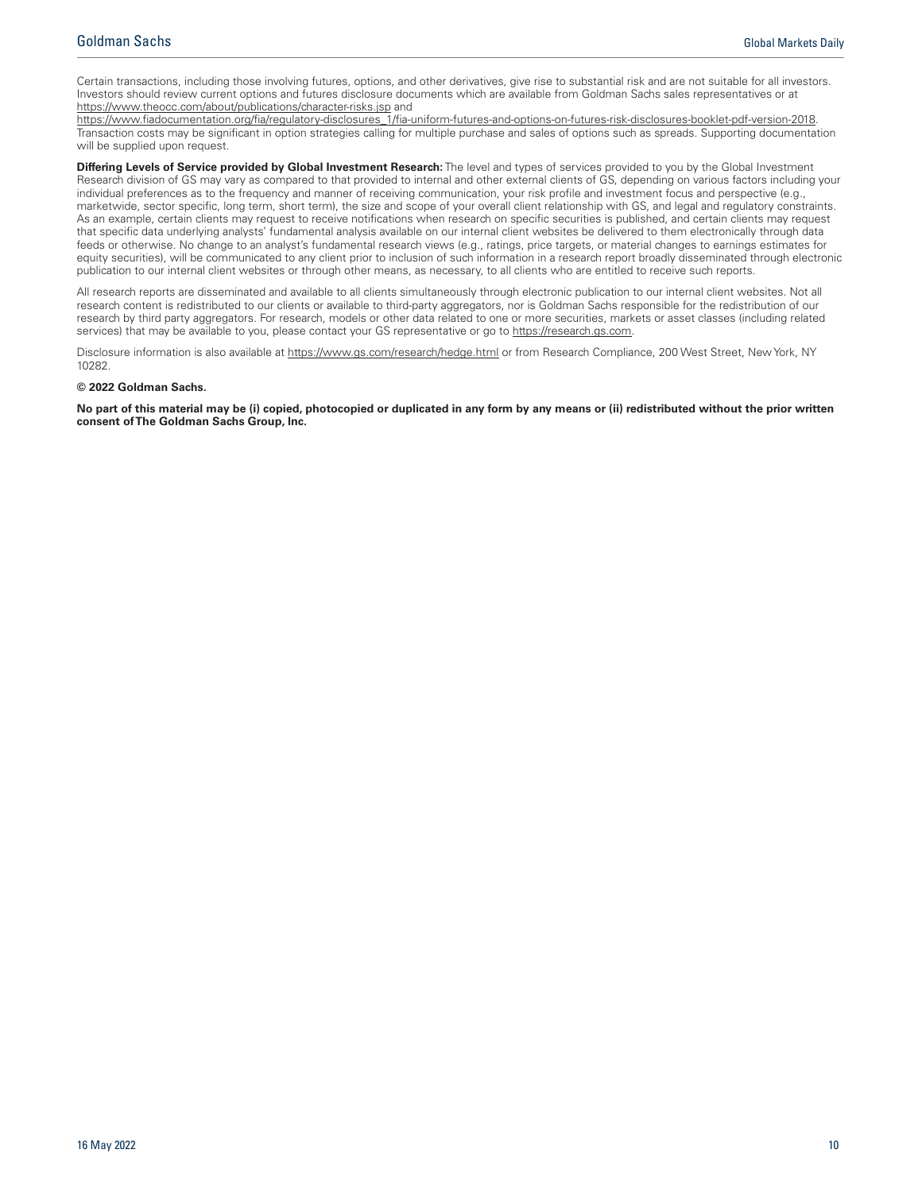Certain transactions, including those involving futures, options, and other derivatives, give rise to substantial risk and are not suitable for all investors. Investors should review current options and futures disclosure documents which are available from Goldman Sachs sales representatives or at https://www.theocc.com/about/publications/character-risks.jsp and https://www.fiadocumentation.org/fia/regulatory-disclosures_1/fia-uniform-futures-and-options-on-futures-risk-disclosures-booklet-pdf-version-2018. Transaction costs may be significant in option strategies calling for multiple purchase and sales of options such as spreads. Supporting documentation will be supplied upon request.

**Differing Levels of Service provided by Global Investment Research:** The level and types of services provided to you by the Global Investment Research division of GS may vary as compared to that provided to internal and other external clients of GS, depending on various factors including your individual preferences as to the frequency and manner of receiving communication, your risk profile and investment focus and perspective (e.g., marketwide, sector specific, long term, short term), the size and scope of your overall client relationship with GS, and legal and regulatory constraints. As an example, certain clients may request to receive notifications when research on specific securities is published, and certain clients may request that specific data underlying analysts' fundamental analysis available on our internal client websites be delivered to them electronically through data feeds or otherwise. No change to an analyst's fundamental research views (e.g., ratings, price targets, or material changes to earnings estimates for equity securities), will be communicated to any client prior to inclusion of such information in a research report broadly disseminated through electronic publication to our internal client websites or through other means, as necessary, to all clients who are entitled to receive such reports.

All research reports are disseminated and available to all clients simultaneously through electronic publication to our internal client websites. Not all research content is redistributed to our clients or available to third-party aggregators, nor is Goldman Sachs responsible for the redistribution of our research by third party aggregators. For research, models or other data related to one or more securities, markets or asset classes (including related services) that may be available to you, please contact your GS representative or go to https://research.gs.com.

Disclosure information is also available at https://www.gs.com/research/hedge.html or from Research Compliance, 200 West Street, New York, NY 10282.

**© 2022 Goldman Sachs.**

**No part of this material may be (i) copied, photocopied or duplicated in any form by any means or (ii) redistributed without the prior written consent of The Goldman Sachs Group, Inc.**